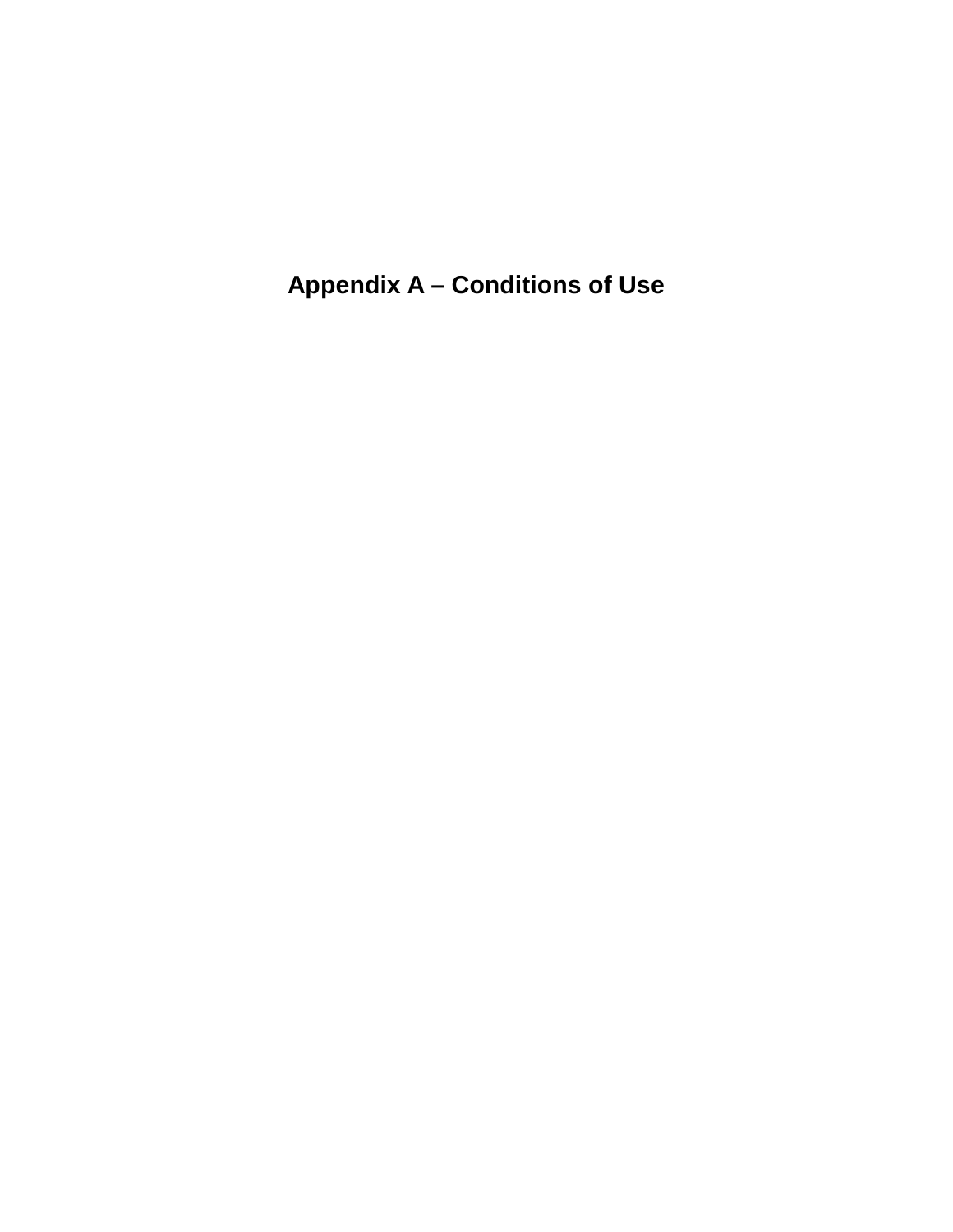# Appendix A – Conditions of Use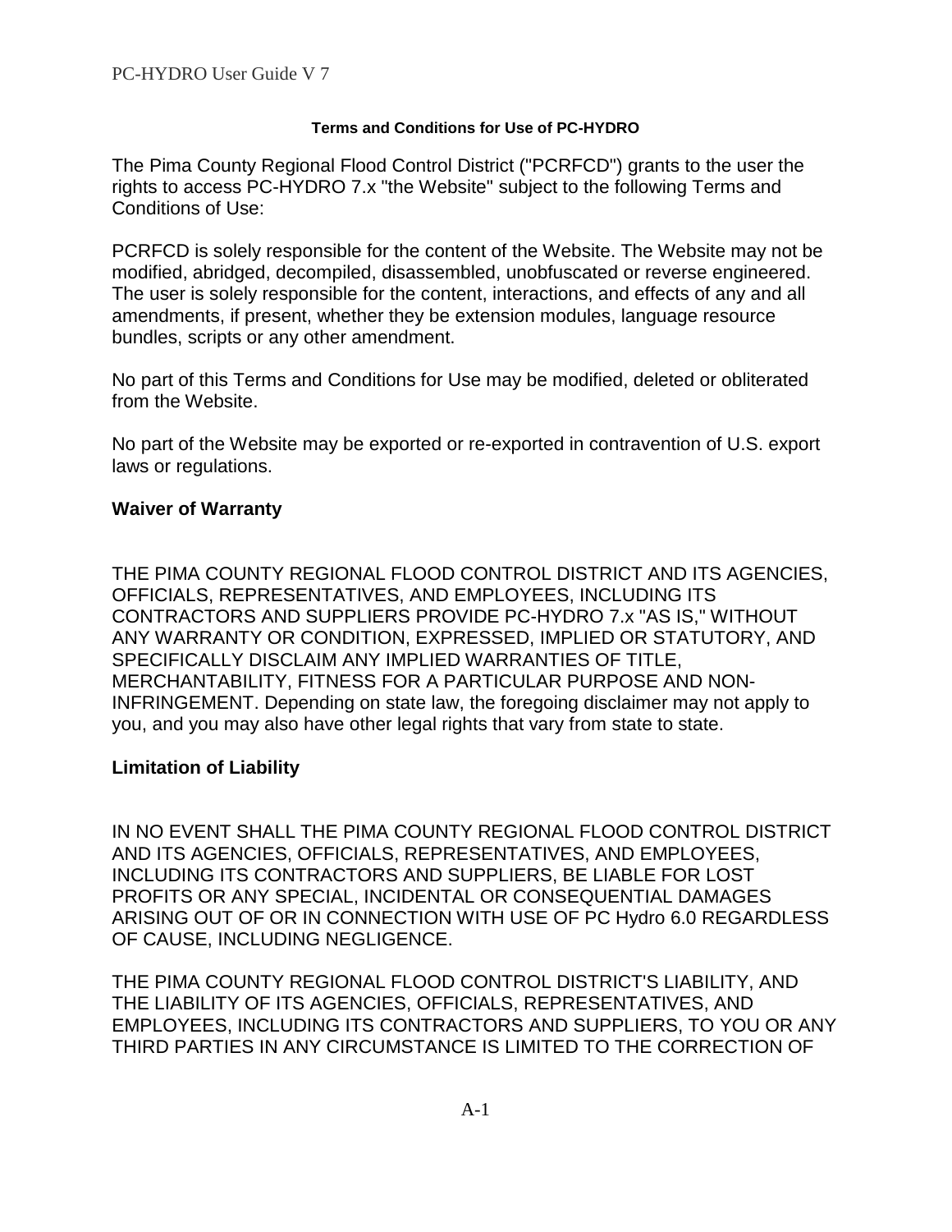**Terms and Conditions for Use of PC-HYDRO**

The Pima County Regional Flood Control District ("PCRFCD") grants to the user the rights to access PC-HYDRO 7.x "the Website" subject to the following Terms and Conditions of Use:

PCRFCD is solely responsible for the content of the Website. The Website may not be modified, abridged, decompiled, disassembled, unobfuscated or reverse engineered. The user is solely responsible for the content, interactions, and effects of any and all amendments, if present, whether they be extension modules, language resource bundles, scripts or any other amendment.

No part of this Terms and Conditions for Use may be modified, deleted or obliterated from the Website.

No part of the Website may be exported or re-exported in contravention of U.S. export laws or regulations.

**Waiver of Warranty**

THE PIMA COUNTY REGIONAL FLOOD CONTROL DISTRICT AND ITS AGENCIES, OFFICIALS, REPRESENTATIVES, AND EMPLOYEES, INCLUDING ITS CONTRACTORS AND SUPPLIERS PROVIDE PC-HYDRO 7.x "AS IS," WITHOUT ANY WARRANTY OR CONDITION, EXPRESSED, IMPLIED OR STATUTORY, AND SPECIFICALLY DISCLAIM ANY IMPLIED WARRANTIES OF TITLE, MERCHANTABILITY, FITNESS FOR A PARTICULAR PURPOSE AND NON-INFRINGEMENT. Depending on state law, the foregoing disclaimer may not apply to you, and you may also have other legal rights that vary from state to state.

**Limitation of Liability**

IN NO EVENT SHALL THE PIMA COUNTY REGIONAL FLOOD CONTROL DISTRICT AND ITS AGENCIES, OFFICIALS, REPRESENTATIVES, AND EMPLOYEES, INCLUDING ITS CONTRACTORS AND SUPPLIERS, BE LIABLE FOR LOST PROFITS OR ANY SPECIAL, INCIDENTAL OR CONSEQUENTIAL DAMAGES ARISING OUT OF OR IN CONNECTION WITH USE OF PC Hydro 6.0 REGARDLESS OF CAUSE, INCLUDING NEGLIGENCE.

THE PIMA COUNTY REGIONAL FLOOD CONTROL DISTRICT'S LIABILITY, AND THE LIABILITY OF ITS AGENCIES, OFFICIALS, REPRESENTATIVES, AND EMPLOYEES, INCLUDING ITS CONTRACTORS AND SUPPLIERS, TO YOU OR ANY THIRD PARTIES IN ANY CIRCUMSTANCE IS LIMITED TO THE CORRECTION OF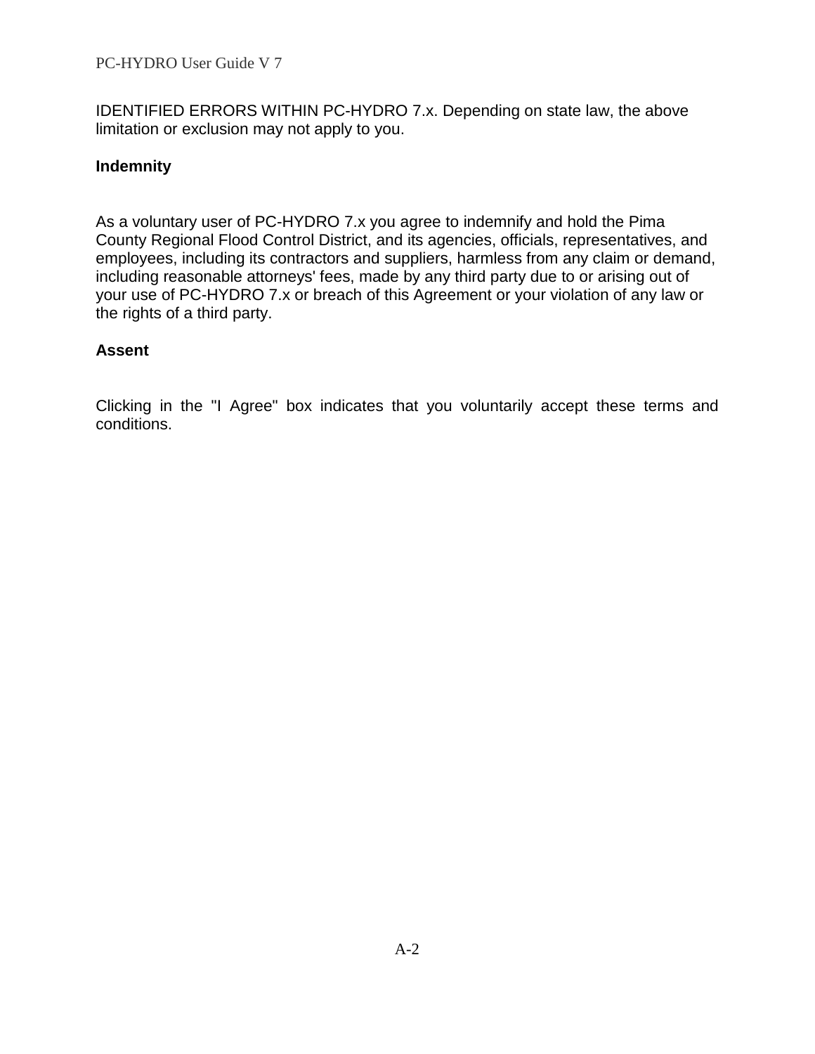IDENTIFIED ERRORS WITHIN PC-HYDRO 7.x. Depending on state law, the above limitation or exclusion may not apply to you.

### Indemnity

As a voluntary user of PC-HYDRO 7.x you agree to indemnify and hold the Pima County Regional Flood Control District, and its agencies, officials, representatives, and employees, including its contractors and suppliers, harmless from any claim or demand, including reasonable attorneys' fees, made by any third party due to or arising out of your use of PC-HYDRO 7.x or breach of this Agreement or your violation of any law or the rights of a third party.

### Assent

Clicking in the "I Agree" box indicates that you voluntarily accept these terms and conditions.